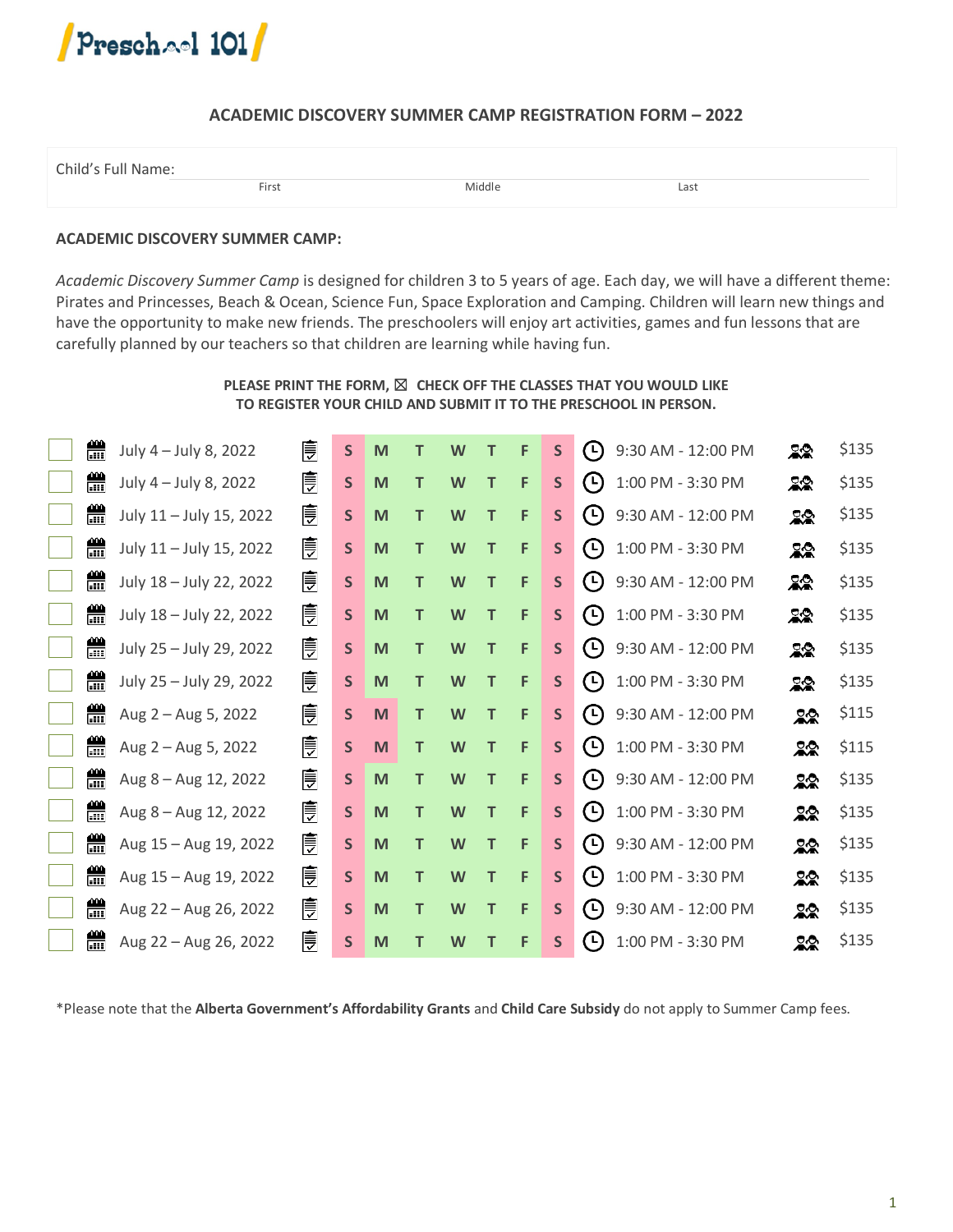Preschool 101

# ACADEMIC DISCOVERY SUMMER CAMP REGISTRATION FORM – 2022

Child's Full Name:

First Middle Last

## ACADEMIC DISCOVERY SUMMER CAMP:

*Academic Discovery Summer Camp* is designed for children 3 to 5 years of age. Each day, we will have a different theme: Pirates and Princesses, Beach & Ocean, Science Fun, Space Exploration and Camping. Children will learn new things and have the opportunity to make new friends. The preschoolers will enjoy art activities, games and fun lessons that are carefully planned by our teachers so that children are learning while having fun.

**PLEASE PRINT THE FORM, ☒ CHECK OFF THE CLASSES THAT YOU WOULD LIKE TO REGISTER YOUR CHILD AND SUBMIT IT TO THE PRESCHOOL IN PERSON.**

| ☐ | Dates | Days | Time | Fee |
|---|---|---|---|---|
| ☐ | July 4 – July 8, 2022 | S M T W T F S | 9:30 AM - 12:00 PM | $135 |
| ☐ | July 4 – July 8, 2022 | S M T W T F S | 1:00 PM - 3:30 PM | $135 |
| ☐ | July 11 – July 15, 2022 | S M T W T F S | 9:30 AM - 12:00 PM | $135 |
| ☐ | July 11 – July 15, 2022 | S M T W T F S | 1:00 PM - 3:30 PM | $135 |
| ☐ | July 18 – July 22, 2022 | S M T W T F S | 9:30 AM - 12:00 PM | $135 |
| ☐ | July 18 – July 22, 2022 | S M T W T F S | 1:00 PM - 3:30 PM | $135 |
| ☐ | July 25 – July 29, 2022 | S M T W T F S | 9:30 AM - 12:00 PM | $135 |
| ☐ | July 25 – July 29, 2022 | S M T W T F S | 1:00 PM - 3:30 PM | $135 |
| ☐ | Aug 2 – Aug 5, 2022 | S M T W T F S | 9:30 AM - 12:00 PM | $115 |
| ☐ | Aug 2 – Aug 5, 2022 | S M T W T F S | 1:00 PM - 3:30 PM | $115 |
| ☐ | Aug 8 – Aug 12, 2022 | S M T W T F S | 9:30 AM - 12:00 PM | $135 |
| ☐ | Aug 8 – Aug 12, 2022 | S M T W T F S | 1:00 PM - 3:30 PM | $135 |
| ☐ | Aug 15 – Aug 19, 2022 | S M T W T F S | 9:30 AM - 12:00 PM | $135 |
| ☐ | Aug 15 – Aug 19, 2022 | S M T W T F S | 1:00 PM - 3:30 PM | $135 |
| ☐ | Aug 22 – Aug 26, 2022 | S M T W T F S | 9:30 AM - 12:00 PM | $135 |
| ☐ | Aug 22 – Aug 26, 2022 | S M T W T F S | 1:00 PM - 3:30 PM | $135 |

*Please note that the **Alberta Government's Affordability Grants** and **Child Care Subsidy** do not apply to Summer Camp fees.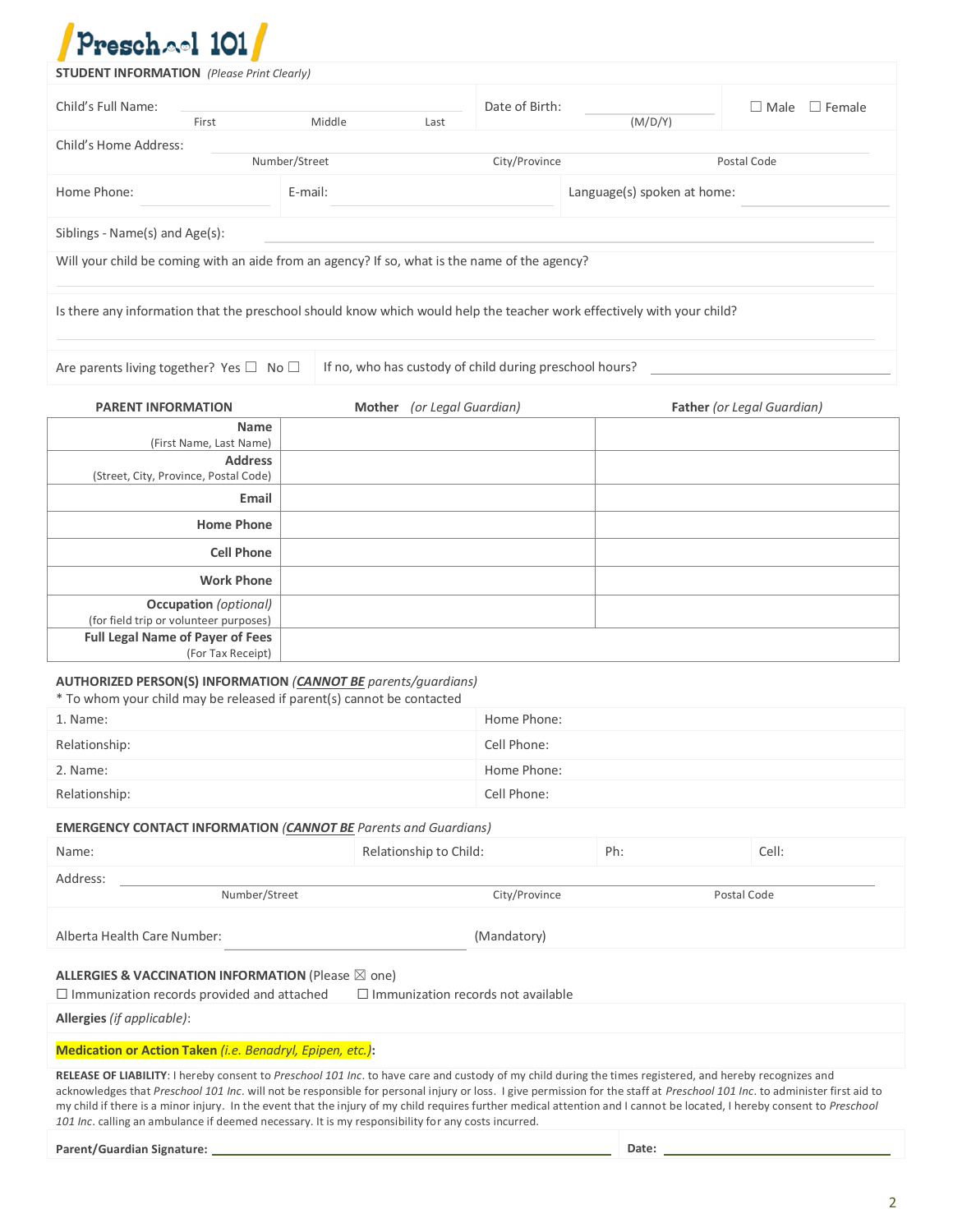# Preschool 101

**STUDENT INFORMATION** *(Please Print Clearly)*

Child's Full Name: ______________________ (First / Middle / Last)

Date of Birth: ____________ (M/D/Y)

☐ Male ☐ Female

Child's Home Address: ______________________ (Number/Street / City/Province / Postal Code)

Home Phone: ____________ E-mail: ____________ Language(s) spoken at home: ____________

Siblings - Name(s) and Age(s): ______________________

Will your child be coming with an aide from an agency? If so, what is the name of the agency?

______________________

Is there any information that the preschool should know which would help the teacher work effectively with your child?

______________________

Are parents living together? Yes ☐ No ☐ If no, who has custody of child during preschool hours? ____________

| PARENT INFORMATION | Mother *(or Legal Guardian)* | Father *(or Legal Guardian)* |
|---|---|---|
| **Name** (First Name, Last Name) | | |
| **Address** (Street, City, Province, Postal Code) | | |
| **Email** | | |
| **Home Phone** | | |
| **Cell Phone** | | |
| **Work Phone** | | |
| **Occupation** *(optional)* (for field trip or volunteer purposes) | | |
| **Full Legal Name of Payer of Fees** (For Tax Receipt) | | |

**AUTHORIZED PERSON(S) INFORMATION** *(**CANNOT BE** parents/guardians)*

\* To whom your child may be released if parent(s) cannot be contacted

| | |
|---|---|
| 1. Name: | Home Phone: |
| Relationship: | Cell Phone: |
| 2. Name: | Home Phone: |
| Relationship: | Cell Phone: |

**EMERGENCY CONTACT INFORMATION** *(**CANNOT BE** Parents and Guardians)*

Name: ____________ Relationship to Child: ____________ Ph: ____________ Cell: ____________

Address: ______________________ (Number/Street / City/Province / Postal Code)

Alberta Health Care Number: ____________ (Mandatory)

**ALLERGIES & VACCINATION INFORMATION** (Please ☒ one)

☐ Immunization records provided and attached ☐ Immunization records not available

**Allergies** *(if applicable)*:

**Medication or Action Taken** *(i.e. Benadryl, Epipen, etc.)*:

**RELEASE OF LIABILITY**: I hereby consent to *Preschool 101 Inc*. to have care and custody of my child during the times registered, and hereby recognizes and acknowledges that *Preschool 101 Inc*. will not be responsible for personal injury or loss. I give permission for the staff at *Preschool 101 Inc*. to administer first aid to my child if there is a minor injury. In the event that the injury of my child requires further medical attention and I cannot be located, I hereby consent to *Preschool 101 Inc*. calling an ambulance if deemed necessary. It is my responsibility for any costs incurred.

**Parent/Guardian Signature:** ______________________ **Date:** ____________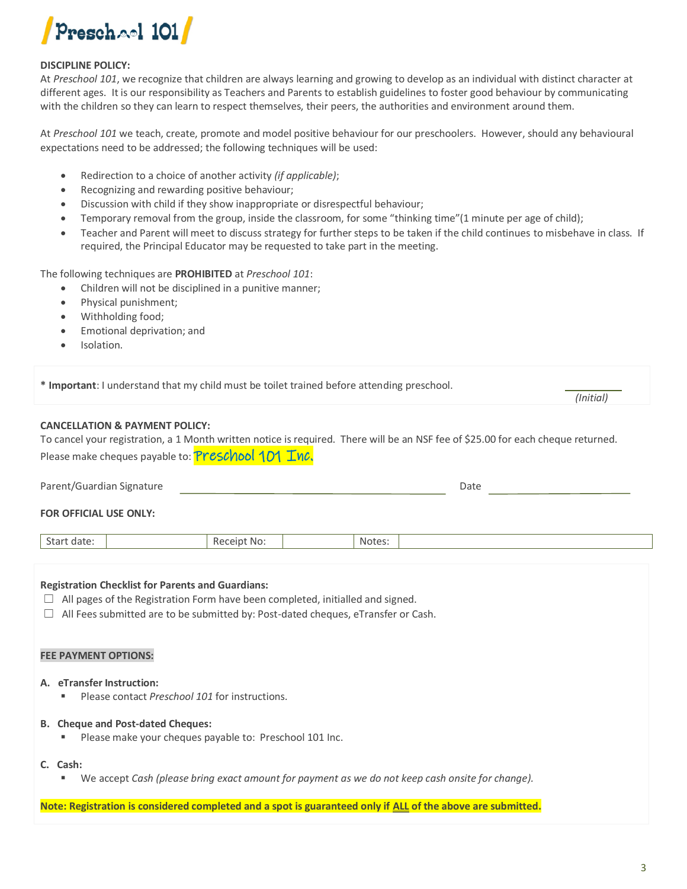Preschool 101

**DISCIPLINE POLICY:**

At *Preschool 101*, we recognize that children are always learning and growing to develop as an individual with distinct character at different ages. It is our responsibility as Teachers and Parents to establish guidelines to foster good behaviour by communicating with the children so they can learn to respect themselves, their peers, the authorities and environment around them.

At *Preschool 101* we teach, create, promote and model positive behaviour for our preschoolers. However, should any behavioural expectations need to be addressed; the following techniques will be used:

- Redirection to a choice of another activity *(if applicable)*;
- Recognizing and rewarding positive behaviour;
- Discussion with child if they show inappropriate or disrespectful behaviour;
- Temporary removal from the group, inside the classroom, for some "thinking time"(1 minute per age of child);
- Teacher and Parent will meet to discuss strategy for further steps to be taken if the child continues to misbehave in class. If required, the Principal Educator may be requested to take part in the meeting.

The following techniques are **PROHIBITED** at *Preschool 101*:

- Children will not be disciplined in a punitive manner;
- Physical punishment;
- Withholding food;
- Emotional deprivation; and
- Isolation.

**\* Important**: I understand that my child must be toilet trained before attending preschool. __________ *(Initial)*

**CANCELLATION & PAYMENT POLICY:**

To cancel your registration, a 1 Month written notice is required. There will be an NSF fee of $25.00 for each cheque returned.

Please make cheques payable to: Preschool 101 Inc.

Parent/Guardian Signature ______________________________ Date ________________

**FOR OFFICIAL USE ONLY:**

| Start date: | | Receipt No: | | Notes: | |
|---|---|---|---|---|---|

**Registration Checklist for Parents and Guardians:**

☐ All pages of the Registration Form have been completed, initialled and signed.
☐ All Fees submitted are to be submitted by: Post-dated cheques, eTransfer or Cash.

**FEE PAYMENT OPTIONS:**

**A. eTransfer Instruction:**

- Please contact *Preschool 101* for instructions.

**B. Cheque and Post-dated Cheques:**

- Please make your cheques payable to: Preschool 101 Inc.

**C. Cash:**

- We accept *Cash (please bring exact amount for payment as we do not keep cash onsite for change).*

**Note: Registration is considered completed and a spot is guaranteed only if ALL of the above are submitted.**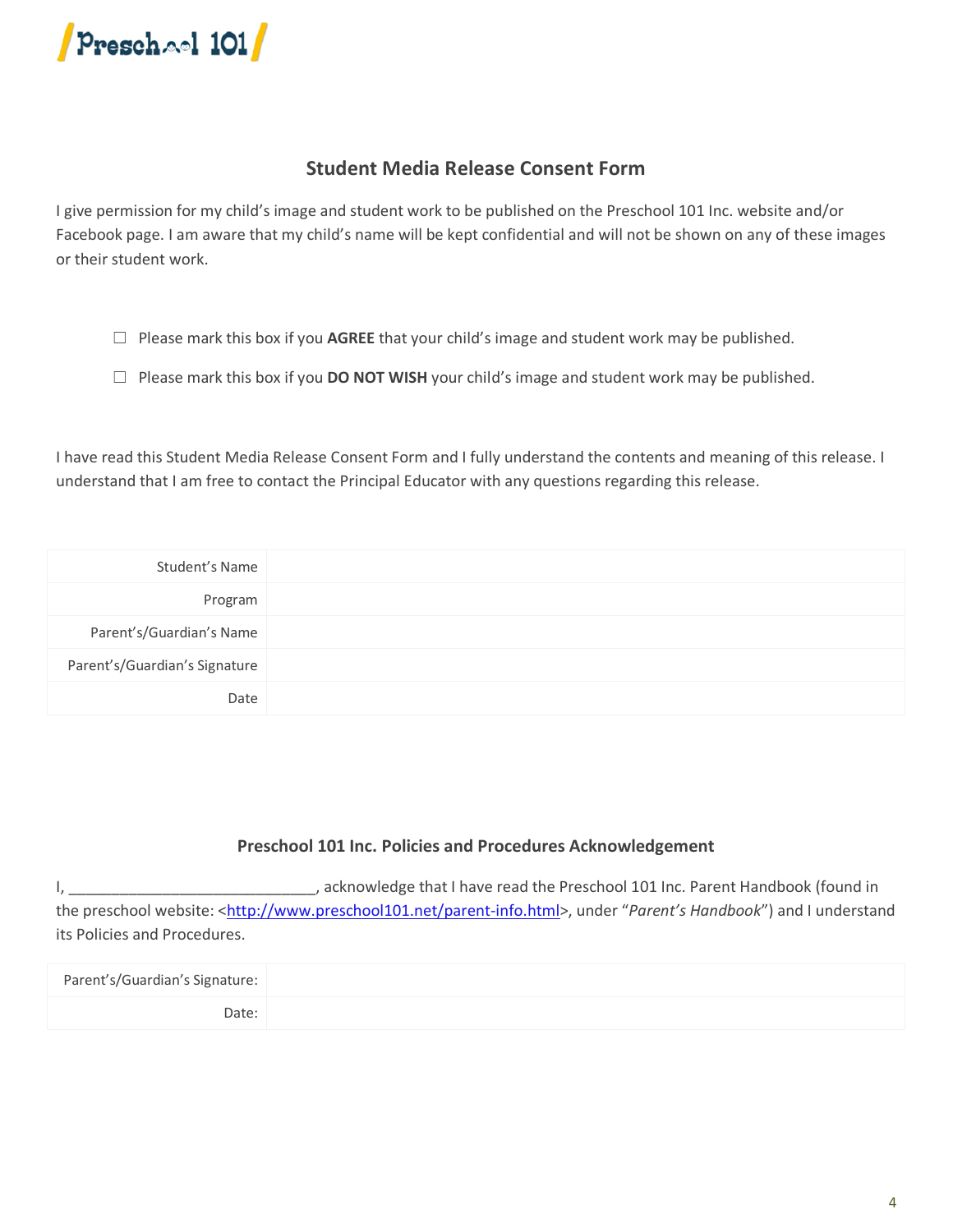Preschool 101

## Student Media Release Consent Form

I give permission for my child's image and student work to be published on the Preschool 101 Inc. website and/or Facebook page. I am aware that my child's name will be kept confidential and will not be shown on any of these images or their student work.

☐ Please mark this box if you **AGREE** that your child's image and student work may be published.

☐ Please mark this box if you **DO NOT WISH** your child's image and student work may be published.

I have read this Student Media Release Consent Form and I fully understand the contents and meaning of this release. I understand that I am free to contact the Principal Educator with any questions regarding this release.

| | |
|---|---|
| Student's Name | |
| Program | |
| Parent's/Guardian's Name | |
| Parent's/Guardian's Signature | |
| Date | |

## Preschool 101 Inc. Policies and Procedures Acknowledgement

I, ______________________________, acknowledge that I have read the Preschool 101 Inc. Parent Handbook (found in the preschool website: <http://www.preschool101.net/parent-info.html>, under "*Parent's Handbook*") and I understand its Policies and Procedures.

| | |
|---|---|
| Parent's/Guardian's Signature: | |
| Date: | |